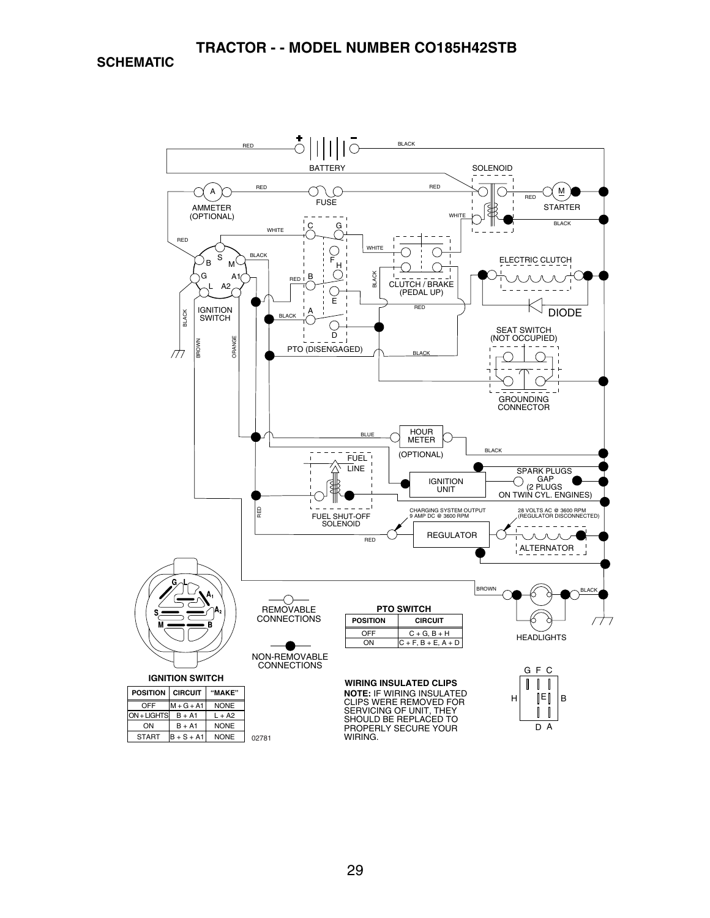# TRACTOR - - MODEL NUMBER CO185H42STB

## SCHEMATIC

BATTERY

RED

BLACK

SOLENOID

AMMETER (OPTIONAL)

FUSE

STARTER

WHITE

IGNITION SWITCH

PTO (DISENGAGED)

CLUTCH / BRAKE (PEDAL UP)

ELECTRIC CLUTCH

DIODE

SEAT SWITCH (NOT OCCUPIED)

GROUNDING CONNECTOR

HOUR METER (OPTIONAL)

BLUE

BROWN

ORANGE

FUEL LINE

FUEL SHUT-OFF SOLENOID

IGNITION UNIT

SPARK PLUGS GAP (2 PLUGS ON TWIN CYL. ENGINES)

CHARGING SYSTEM OUTPUT 9 AMP DC @ 3600 RPM

28 VOLTS AC @ 3600 RPM (REGULATOR DISCONNECTED)

REGULATOR

ALTERNATOR

HEADLIGHTS

REMOVABLE CONNECTIONS

NON-REMOVABLE CONNECTIONS

**PTO SWITCH**

| POSITION | CIRCUIT |
|---|---|
| OFF | C + G, B + H |
| ON | C + F, B + E, A + D |

**IGNITION SWITCH**

| POSITION | CIRCUIT | "MAKE" |
|---|---|---|
| OFF | M + G + A1 | NONE |
| ON + LIGHTS | B + A1 | L + A2 |
| ON | B + A1 | NONE |
| START | B + S + A1 | NONE |

02781

**WIRING INSULATED CLIPS**

**NOTE:** IF WIRING INSULATED CLIPS WERE REMOVED FOR SERVICING OF UNIT, THEY SHOULD BE REPLACED TO PROPERLY SECURE YOUR WIRING.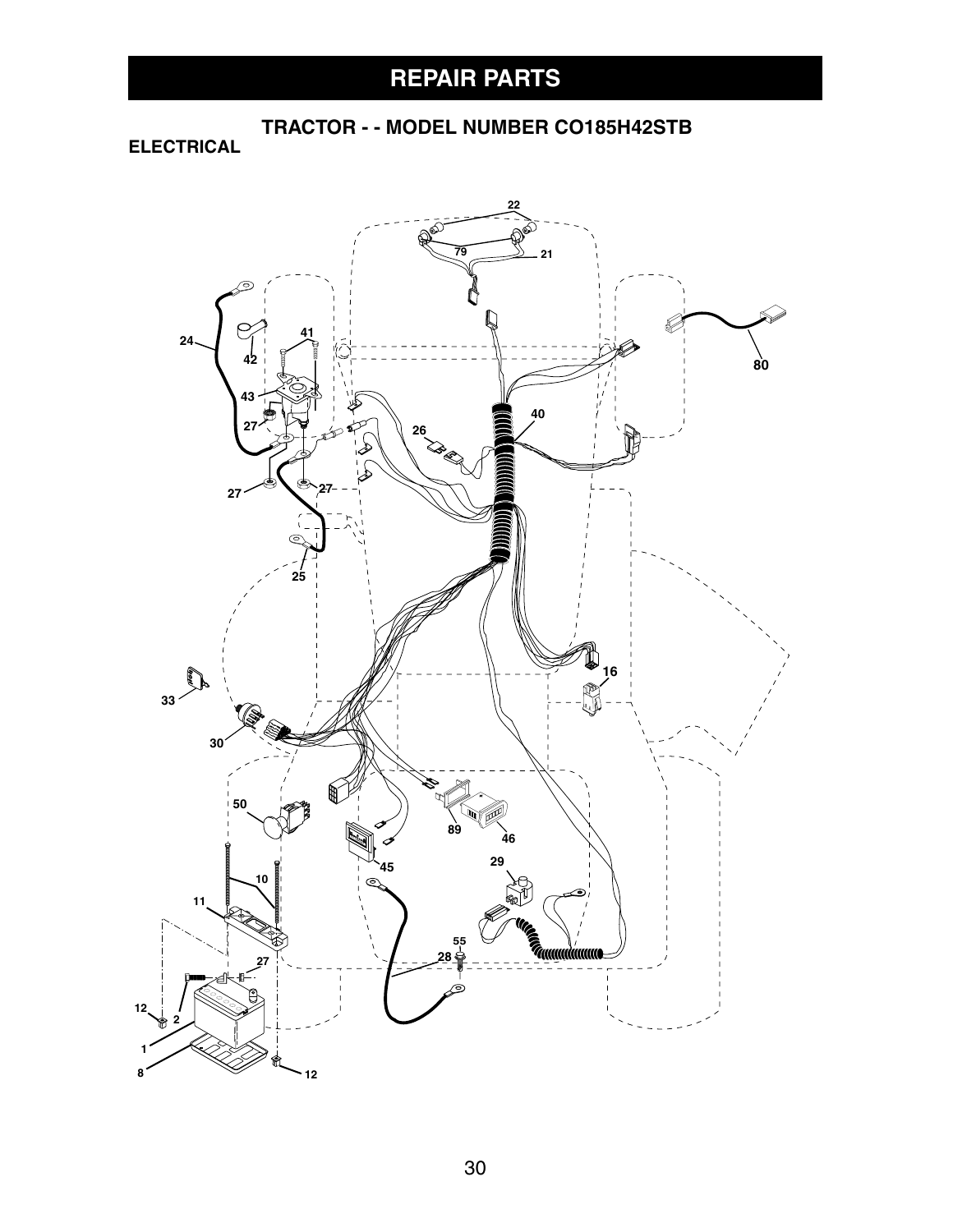# REPAIR PARTS

## TRACTOR - - MODEL NUMBER CO185H42STB

### ELECTRICAL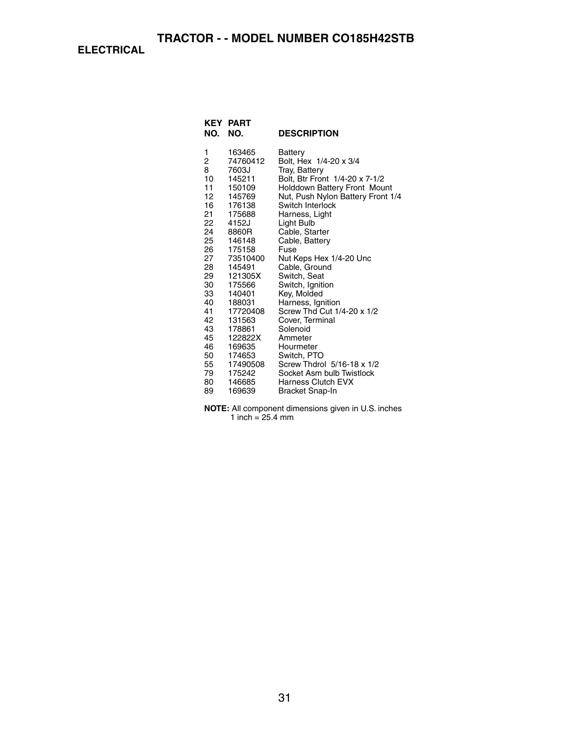# TRACTOR - - MODEL NUMBER CO185H42STB

## ELECTRICAL

| KEY NO. | PART NO. | DESCRIPTION |
|---|---|---|
| 1 | 163465 | Battery |
| 2 | 74760412 | Bolt, Hex 1/4-20 x 3/4 |
| 8 | 7603J | Tray, Battery |
| 10 | 145211 | Bolt, Btr Front 1/4-20 x 7-1/2 |
| 11 | 150109 | Holddown Battery Front Mount |
| 12 | 145769 | Nut, Push Nylon Battery Front 1/4 |
| 16 | 176138 | Switch Interlock |
| 21 | 175688 | Harness, Light |
| 22 | 4152J | Light Bulb |
| 24 | 8860R | Cable, Starter |
| 25 | 146148 | Cable, Battery |
| 26 | 175158 | Fuse |
| 27 | 73510400 | Nut Keps Hex 1/4-20 Unc |
| 28 | 145491 | Cable, Ground |
| 29 | 121305X | Switch, Seat |
| 30 | 175566 | Switch, Ignition |
| 33 | 140401 | Key, Molded |
| 40 | 188031 | Harness, Ignition |
| 41 | 17720408 | Screw Thd Cut 1/4-20 x 1/2 |
| 42 | 131563 | Cover, Terminal |
| 43 | 178861 | Solenoid |
| 45 | 122822X | Ammeter |
| 46 | 169635 | Hourmeter |
| 50 | 174653 | Switch, PTO |
| 55 | 17490508 | Screw Thdrol 5/16-18 x 1/2 |
| 79 | 175242 | Socket Asm bulb Twistlock |
| 80 | 146685 | Harness Clutch EVX |
| 89 | 169639 | Bracket Snap-In |

**NOTE:** All component dimensions given in U.S. inches
1 inch = 25.4 mm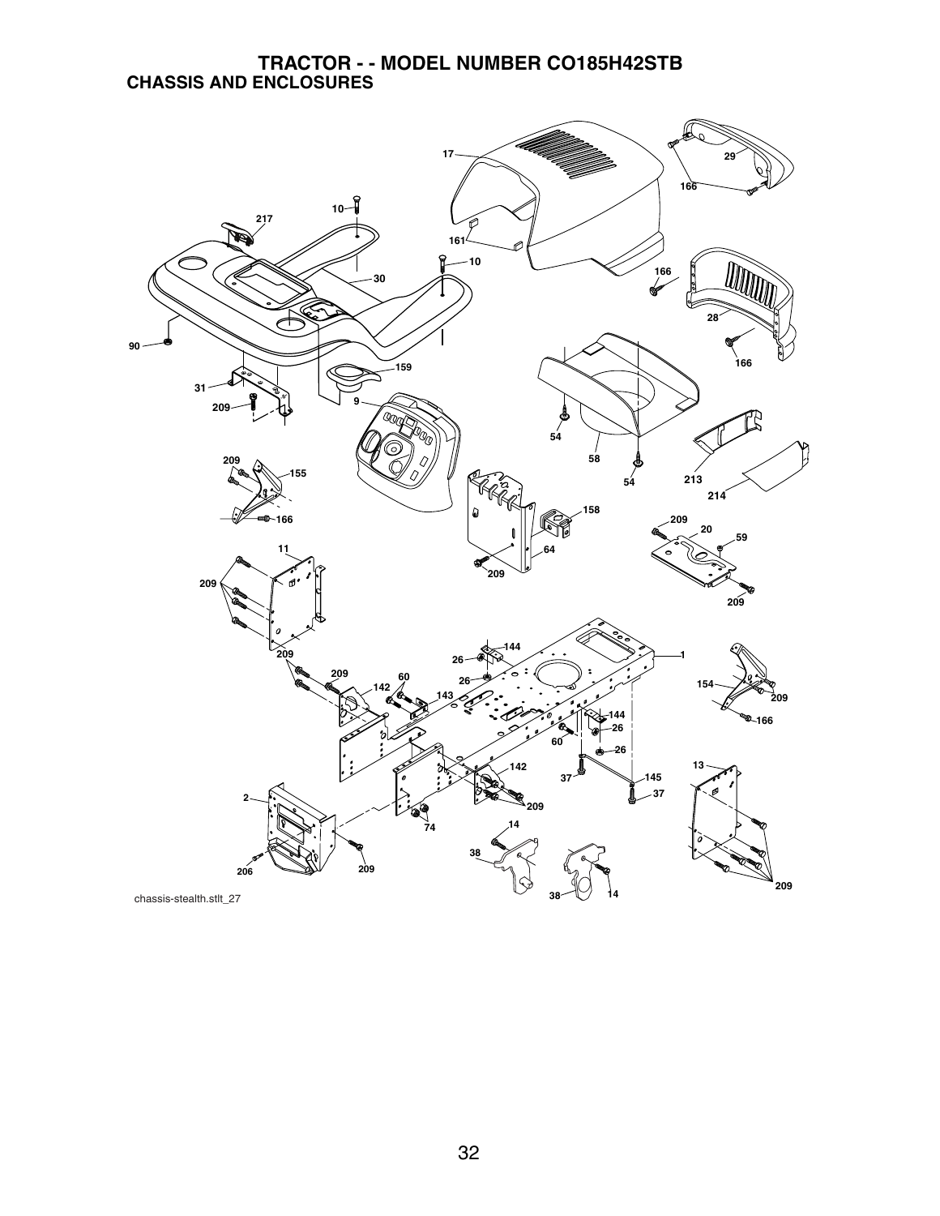# TRACTOR - - MODEL NUMBER CO185H42STB

## CHASSIS AND ENCLOSURES

17, 29, 166, 10, 217, 161, 10, 30, 166, 28, 90, 166, 159, 31, 209, 9, 54, 58, 54, 213, 214, 209, 155, 166, 158, 209, 20, 59, 11, 64, 209, 209, 209, 144, 1, 26, 209, 209, 60, 26, 154, 142, 143, 209, 144, 166, 26, 60, 26, 13, 37, 145, 142, 37, 2, 209, 74, 14, 38, 206, 209, 14, 38, 209

chassis-stealth.stlt_27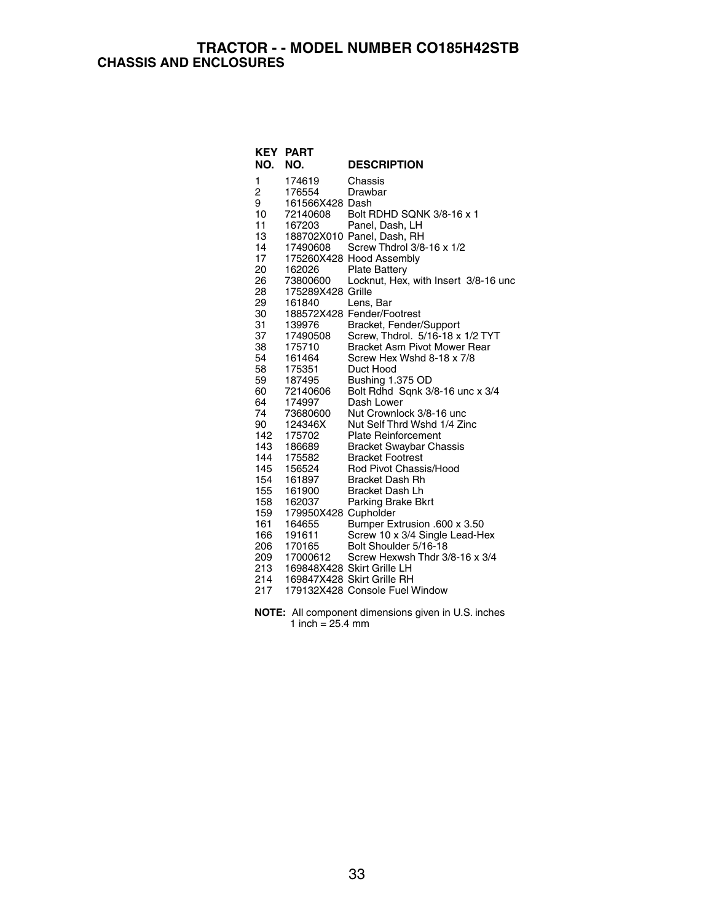# TRACTOR - - MODEL NUMBER CO185H42STB

## CHASSIS AND ENCLOSURES

| KEY NO. | PART NO. | DESCRIPTION |
|---|---|---|
| 1 | 174619 | Chassis |
| 2 | 176554 | Drawbar |
| 9 | 161566X428 | Dash |
| 10 | 72140608 | Bolt RDHD SQNK 3/8-16 x 1 |
| 11 | 167203 | Panel, Dash, LH |
| 13 | 188702X010 | Panel, Dash, RH |
| 14 | 17490608 | Screw Thdrol 3/8-16 x 1/2 |
| 17 | 175260X428 | Hood Assembly |
| 20 | 162026 | Plate Battery |
| 26 | 73800600 | Locknut, Hex, with Insert 3/8-16 unc |
| 28 | 175289X428 | Grille |
| 29 | 161840 | Lens, Bar |
| 30 | 188572X428 | Fender/Footrest |
| 31 | 139976 | Bracket, Fender/Support |
| 37 | 17490508 | Screw, Thdrol. 5/16-18 x 1/2 TYT |
| 38 | 175710 | Bracket Asm Pivot Mower Rear |
| 54 | 161464 | Screw Hex Wshd 8-18 x 7/8 |
| 58 | 175351 | Duct Hood |
| 59 | 187495 | Bushing 1.375 OD |
| 60 | 72140606 | Bolt Rdhd Sqnk 3/8-16 unc x 3/4 |
| 64 | 174997 | Dash Lower |
| 74 | 73680600 | Nut Crownlock 3/8-16 unc |
| 90 | 124346X | Nut Self Thrd Wshd 1/4 Zinc |
| 142 | 175702 | Plate Reinforcement |
| 143 | 186689 | Bracket Swaybar Chassis |
| 144 | 175582 | Bracket Footrest |
| 145 | 156524 | Rod Pivot Chassis/Hood |
| 154 | 161897 | Bracket Dash Rh |
| 155 | 161900 | Bracket Dash Lh |
| 158 | 162037 | Parking Brake Bkrt |
| 159 | 179950X428 | Cupholder |
| 161 | 164655 | Bumper Extrusion .600 x 3.50 |
| 166 | 191611 | Screw 10 x 3/4 Single Lead-Hex |
| 206 | 170165 | Bolt Shoulder 5/16-18 |
| 209 | 17000612 | Screw Hexwsh Thdr 3/8-16 x 3/4 |
| 213 | 169848X428 | Skirt Grille LH |
| 214 | 169847X428 | Skirt Grille RH |
| 217 | 179132X428 | Console Fuel Window |

**NOTE:** All component dimensions given in U.S. inches
1 inch = 25.4 mm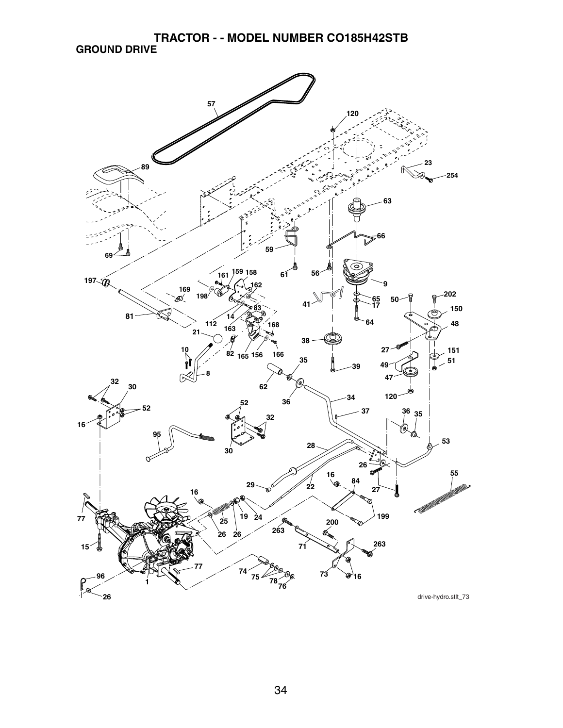# TRACTOR - - MODEL NUMBER CO185H42STB

## GROUND DRIVE

drive-hydro.stlt_73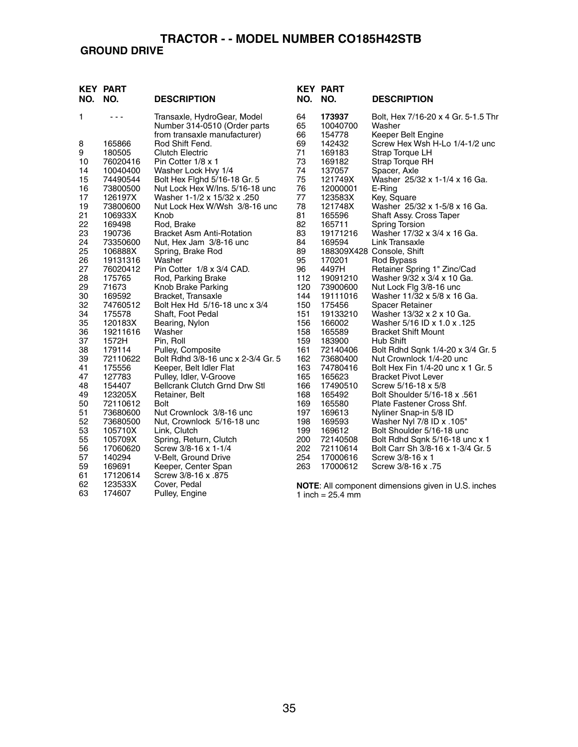# TRACTOR - - MODEL NUMBER CO185H42STB

## GROUND DRIVE

| KEY NO. | PART NO. | DESCRIPTION |
|---|---|---|
| 1 | - - - | Transaxle, HydroGear, Model Number 314-0510 (Order parts from transaxle manufacturer) |
| 8 | 165866 | Rod Shift Fend. |
| 9 | 180505 | Clutch Electric |
| 10 | 76020416 | Pin Cotter 1/8 x 1 |
| 14 | 10040400 | Washer Lock Hvy 1/4 |
| 15 | 74490544 | Bolt Hex Flghd 5/16-18 Gr. 5 |
| 16 | 73800500 | Nut Lock Hex W/Ins. 5/16-18 unc |
| 17 | 126197X | Washer 1-1/2 x 15/32 x .250 |
| 19 | 73800600 | Nut Lock Hex W/Wsh 3/8-16 unc |
| 21 | 106933X | Knob |
| 22 | 169498 | Rod, Brake |
| 23 | 190736 | Bracket Asm Anti-Rotation |
| 24 | 73350600 | Nut, Hex Jam 3/8-16 unc |
| 25 | 106888X | Spring, Brake Rod |
| 26 | 19131316 | Washer |
| 27 | 76020412 | Pin Cotter 1/8 x 3/4 CAD. |
| 28 | 175765 | Rod, Parking Brake |
| 29 | 71673 | Knob Brake Parking |
| 30 | 169592 | Bracket, Transaxle |
| 32 | 74760512 | Bolt Hex Hd 5/16-18 unc x 3/4 |
| 34 | 175578 | Shaft, Foot Pedal |
| 35 | 120183X | Bearing, Nylon |
| 36 | 19211616 | Washer |
| 37 | 1572H | Pin, Roll |
| 38 | 179114 | Pulley, Composite |
| 39 | 72110622 | Bolt Rdhd 3/8-16 unc x 2-3/4 Gr. 5 |
| 41 | 175556 | Keeper, Belt Idler Flat |
| 47 | 127783 | Pulley, Idler, V-Groove |
| 48 | 154407 | Bellcrank Clutch Grnd Drw Stl |
| 49 | 123205X | Retainer, Belt |
| 50 | 72110612 | Bolt |
| 51 | 73680600 | Nut Crownlock 3/8-16 unc |
| 52 | 73680500 | Nut, Crownlock 5/16-18 unc |
| 53 | 105710X | Link, Clutch |
| 55 | 105709X | Spring, Return, Clutch |
| 56 | 17060620 | Screw 3/8-16 x 1-1/4 |
| 57 | 140294 | V-Belt, Ground Drive |
| 59 | 169691 | Keeper, Center Span |
| 61 | 17120614 | Screw 3/8-16 x .875 |
| 62 | 123533X | Cover, Pedal |
| 63 | 174607 | Pulley, Engine |
| 64 | **173937** | Bolt, Hex 7/16-20 x 4 Gr. 5-1.5 Thr |
| 65 | 10040700 | Washer |
| 66 | 154778 | Keeper Belt Engine |
| 69 | 142432 | Screw Hex Wsh H-Lo 1/4-1/2 unc |
| 71 | 169183 | Strap Torque LH |
| 73 | 169182 | Strap Torque RH |
| 74 | 137057 | Spacer, Axle |
| 75 | 121749X | Washer 25/32 x 1-1/4 x 16 Ga. |
| 76 | 12000001 | E-Ring |
| 77 | 123583X | Key, Square |
| 78 | 121748X | Washer 25/32 x 1-5/8 x 16 Ga. |
| 81 | 165596 | Shaft Assy. Cross Taper |
| 82 | 165711 | Spring Torsion |
| 83 | 19171216 | Washer 17/32 x 3/4 x 16 Ga. |
| 84 | 169594 | Link Transaxle |
| 89 | 188309X428 | Console, Shift |
| 95 | 170201 | Rod Bypass |
| 96 | 4497H | Retainer Spring 1" Zinc/Cad |
| 112 | 19091210 | Washer 9/32 x 3/4 x 10 Ga. |
| 120 | 73900600 | Nut Lock Flg 3/8-16 unc |
| 144 | 19111016 | Washer 11/32 x 5/8 x 16 Ga. |
| 150 | 175456 | Spacer Retainer |
| 151 | 19133210 | Washer 13/32 x 2 x 10 Ga. |
| 156 | 166002 | Washer 5/16 ID x 1.0 x .125 |
| 158 | 165589 | Bracket Shift Mount |
| 159 | 183900 | Hub Shift |
| 161 | 72140406 | Bolt Rdhd Sqnk 1/4-20 x 3/4 Gr. 5 |
| 162 | 73680400 | Nut Crownlock 1/4-20 unc |
| 163 | 74780416 | Bolt Hex Fin 1/4-20 unc x 1 Gr. 5 |
| 165 | 165623 | Bracket Pivot Lever |
| 166 | 17490510 | Screw 5/16-18 x 5/8 |
| 168 | 165492 | Bolt Shoulder 5/16-18 x .561 |
| 169 | 165580 | Plate Fastener Cross Shf. |
| 197 | 169613 | Nyliner Snap-in 5/8 ID |
| 198 | 169593 | Washer Nyl 7/8 ID x .105" |
| 199 | 169612 | Bolt Shoulder 5/16-18 unc |
| 200 | 72140508 | Bolt Rdhd Sqnk 5/16-18 unc x 1 |
| 202 | 72110614 | Bolt Carr Sh 3/8-16 x 1-3/4 Gr. 5 |
| 254 | 17000616 | Screw 3/8-16 x 1 |
| 263 | 17000612 | Screw 3/8-16 x .75 |

**NOTE**: All component dimensions given in U.S. inches
1 inch = 25.4 mm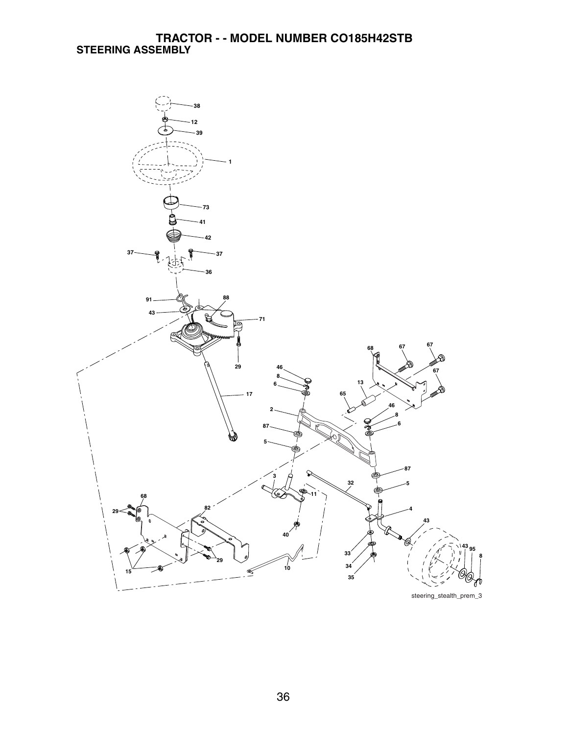# TRACTOR - - MODEL NUMBER CO185H42STB

## STEERING ASSEMBLY

steering_stealth_prem_3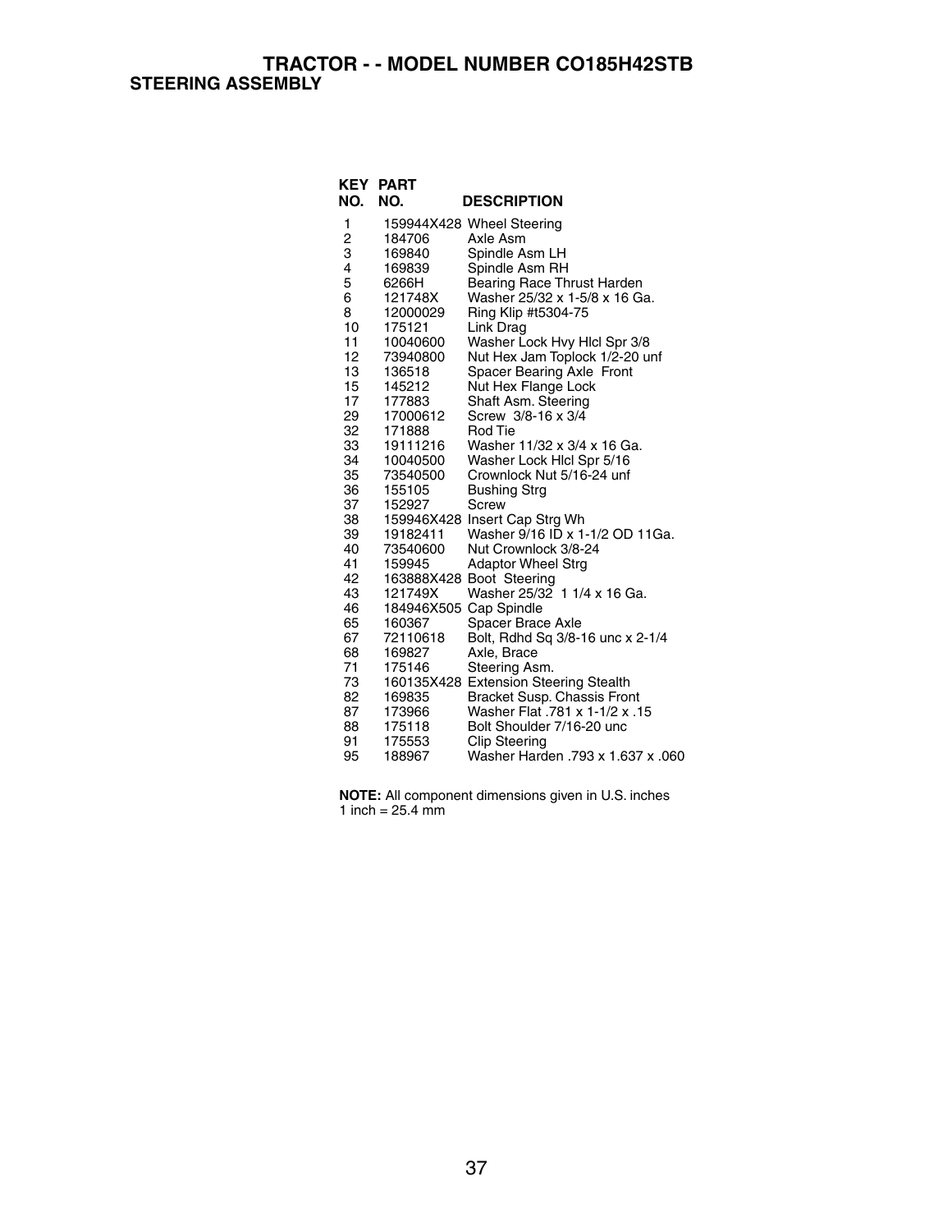# TRACTOR - - MODEL NUMBER CO185H42STB

## STEERING ASSEMBLY

| KEY NO. | PART NO. | DESCRIPTION |
|---|---|---|
| 1 | 159944X428 | Wheel Steering |
| 2 | 184706 | Axle Asm |
| 3 | 169840 | Spindle Asm LH |
| 4 | 169839 | Spindle Asm RH |
| 5 | 6266H | Bearing Race Thrust Harden |
| 6 | 121748X | Washer 25/32 x 1-5/8 x 16 Ga. |
| 8 | 12000029 | Ring Klip #t5304-75 |
| 10 | 175121 | Link Drag |
| 11 | 10040600 | Washer Lock Hvy Hlcl Spr 3/8 |
| 12 | 73940800 | Nut Hex Jam Toplock 1/2-20 unf |
| 13 | 136518 | Spacer Bearing Axle Front |
| 15 | 145212 | Nut Hex Flange Lock |
| 17 | 177883 | Shaft Asm. Steering |
| 29 | 17000612 | Screw 3/8-16 x 3/4 |
| 32 | 171888 | Rod Tie |
| 33 | 19111216 | Washer 11/32 x 3/4 x 16 Ga. |
| 34 | 10040500 | Washer Lock Hlcl Spr 5/16 |
| 35 | 73540500 | Crownlock Nut 5/16-24 unf |
| 36 | 155105 | Bushing Strg |
| 37 | 152927 | Screw |
| 38 | 159946X428 | Insert Cap Strg Wh |
| 39 | 19182411 | Washer 9/16 ID x 1-1/2 OD 11Ga. |
| 40 | 73540600 | Nut Crownlock 3/8-24 |
| 41 | 159945 | Adaptor Wheel Strg |
| 42 | 163888X428 | Boot Steering |
| 43 | 121749X | Washer 25/32 1 1/4 x 16 Ga. |
| 46 | 184946X505 | Cap Spindle |
| 65 | 160367 | Spacer Brace Axle |
| 67 | 72110618 | Bolt, Rdhd Sq 3/8-16 unc x 2-1/4 |
| 68 | 169827 | Axle, Brace |
| 71 | 175146 | Steering Asm. |
| 73 | 160135X428 | Extension Steering Stealth |
| 82 | 169835 | Bracket Susp. Chassis Front |
| 87 | 173966 | Washer Flat .781 x 1-1/2 x .15 |
| 88 | 175118 | Bolt Shoulder 7/16-20 unc |
| 91 | 175553 | Clip Steering |
| 95 | 188967 | Washer Harden .793 x 1.637 x .060 |

**NOTE:** All component dimensions given in U.S. inches
1 inch = 25.4 mm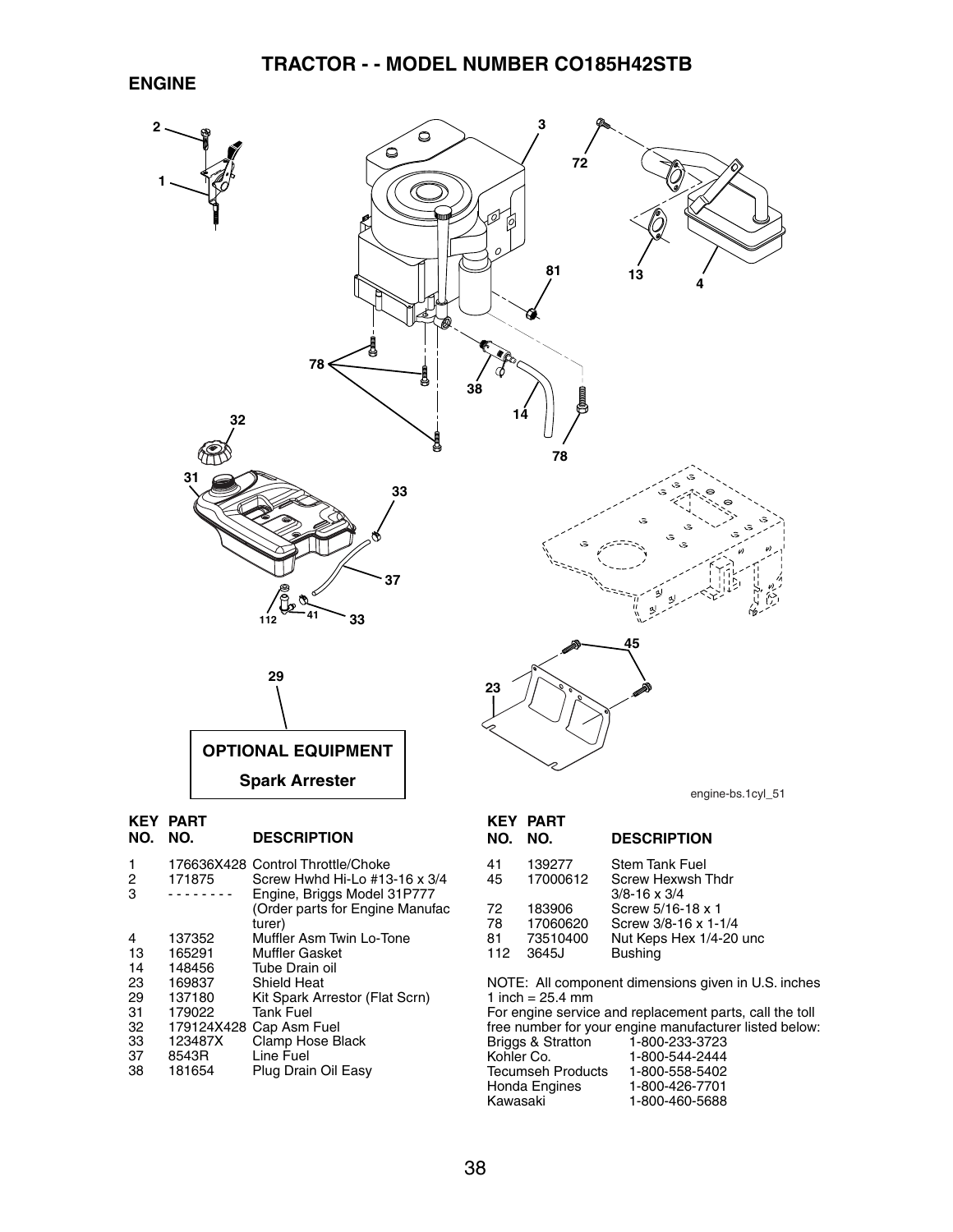# TRACTOR - - MODEL NUMBER CO185H42STB

## ENGINE

**OPTIONAL EQUIPMENT**

**Spark Arrester**

engine-bs.1cyl_51

| KEY NO. | PART NO. | DESCRIPTION |
|---|---|---|
| 1 | 176636X428 | Control Throttle/Choke |
| 2 | 171875 | Screw Hwhd Hi-Lo #13-16 x 3/4 |
| 3 | - - - - - - - - | Engine, Briggs Model 31P777 (Order parts for Engine Manufacturer) |
| 4 | 137352 | Muffler Asm Twin Lo-Tone |
| 13 | 165291 | Muffler Gasket |
| 14 | 148456 | Tube Drain oil |
| 23 | 169837 | Shield Heat |
| 29 | 137180 | Kit Spark Arrestor (Flat Scrn) |
| 31 | 179022 | Tank Fuel |
| 32 | 179124X428 | Cap Asm Fuel |
| 33 | 123487X | Clamp Hose Black |
| 37 | 8543R | Line Fuel |
| 38 | 181654 | Plug Drain Oil Easy |
| 41 | 139277 | Stem Tank Fuel |
| 45 | 17000612 | Screw Hexwsh Thdr 3/8-16 x 3/4 |
| 72 | 183906 | Screw 5/16-18 x 1 |
| 78 | 17060620 | Screw 3/8-16 x 1-1/4 |
| 81 | 73510400 | Nut Keps Hex 1/4-20 unc |
| 112 | 3645J | Bushing |

NOTE: All component dimensions given in U.S. inches
1 inch = 25.4 mm

For engine service and replacement parts, call the toll free number for your engine manufacturer listed below:

| | |
|---|---|
| Briggs & Stratton | 1-800-233-3723 |
| Kohler Co. | 1-800-544-2444 |
| Tecumseh Products | 1-800-558-5402 |
| Honda Engines | 1-800-426-7701 |
| Kawasaki | 1-800-460-5688 |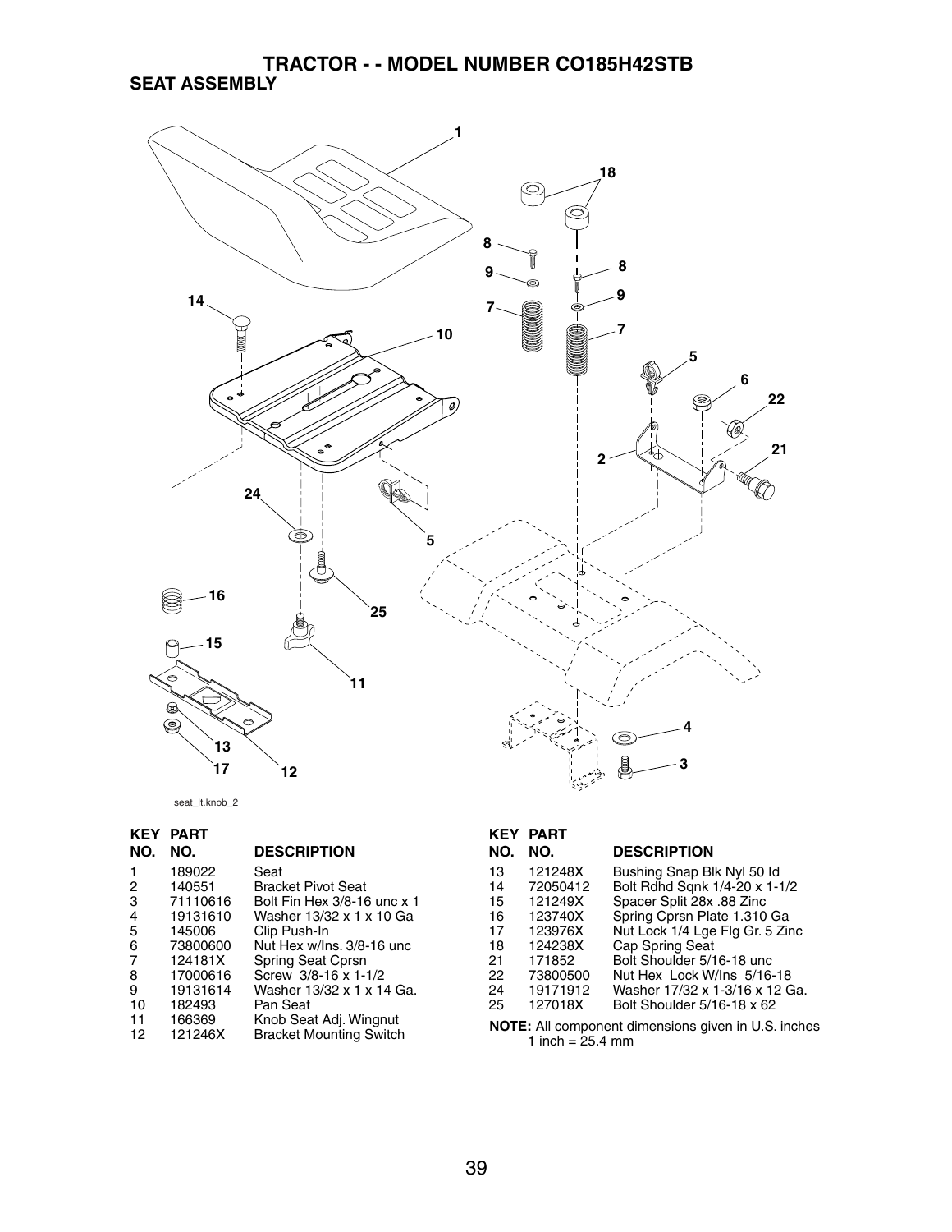# TRACTOR - - MODEL NUMBER CO185H42STB

## SEAT ASSEMBLY

seat_lt.knob_2

| KEY NO. | PART NO. | DESCRIPTION |
|---|---|---|
| 1 | 189022 | Seat |
| 2 | 140551 | Bracket Pivot Seat |
| 3 | 71110616 | Bolt Fin Hex 3/8-16 unc x 1 |
| 4 | 19131610 | Washer 13/32 x 1 x 10 Ga |
| 5 | 145006 | Clip Push-In |
| 6 | 73800600 | Nut Hex w/Ins. 3/8-16 unc |
| 7 | 124181X | Spring Seat Cprsn |
| 8 | 17000616 | Screw 3/8-16 x 1-1/2 |
| 9 | 19131614 | Washer 13/32 x 1 x 14 Ga. |
| 10 | 182493 | Pan Seat |
| 11 | 166369 | Knob Seat Adj. Wingnut |
| 12 | 121246X | Bracket Mounting Switch |
| 13 | 121248X | Bushing Snap Blk Nyl 50 Id |
| 14 | 72050412 | Bolt Rdhd Sqnk 1/4-20 x 1-1/2 |
| 15 | 121249X | Spacer Split 28x .88 Zinc |
| 16 | 123740X | Spring Cprsn Plate 1.310 Ga |
| 17 | 123976X | Nut Lock 1/4 Lge Flg Gr. 5 Zinc |
| 18 | 124238X | Cap Spring Seat |
| 21 | 171852 | Bolt Shoulder 5/16-18 unc |
| 22 | 73800500 | Nut Hex Lock W/Ins 5/16-18 |
| 24 | 19171912 | Washer 17/32 x 1-3/16 x 12 Ga. |
| 25 | 127018X | Bolt Shoulder 5/16-18 x 62 |

**NOTE:** All component dimensions given in U.S. inches
1 inch = 25.4 mm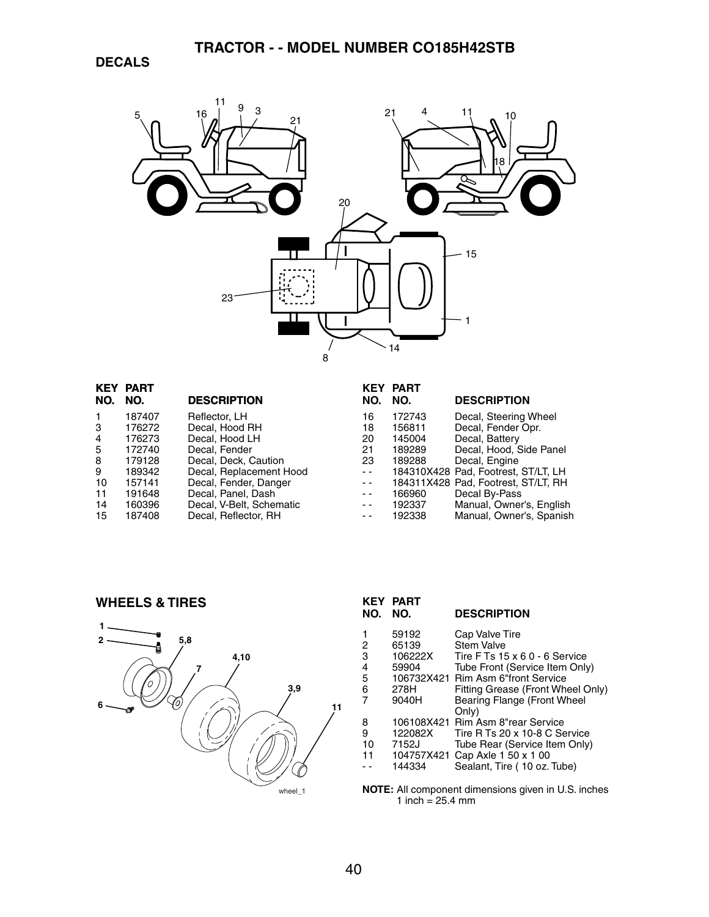# TRACTOR - - MODEL NUMBER CO185H42STB

## DECALS

| KEY NO. | PART NO. | DESCRIPTION |
|---|---|---|
| 1 | 187407 | Reflector, LH |
| 3 | 176272 | Decal, Hood RH |
| 4 | 176273 | Decal, Hood LH |
| 5 | 172740 | Decal, Fender |
| 8 | 179128 | Decal, Deck, Caution |
| 9 | 189342 | Decal, Replacement Hood |
| 10 | 157141 | Decal, Fender, Danger |
| 11 | 191648 | Decal, Panel, Dash |
| 14 | 160396 | Decal, V-Belt, Schematic |
| 15 | 187408 | Decal, Reflector, RH |
| 16 | 172743 | Decal, Steering Wheel |
| 18 | 156811 | Decal, Fender Opr. |
| 20 | 145004 | Decal, Battery |
| 21 | 189289 | Decal, Hood, Side Panel |
| 23 | 189288 | Decal, Engine |
| - - | 184310X428 | Pad, Footrest, ST/LT, LH |
| - - | 184311X428 | Pad, Footrest, ST/LT, RH |
| - - | 166960 | Decal By-Pass |
| - - | 192337 | Manual, Owner's, English |
| - - | 192338 | Manual, Owner's, Spanish |

## WHEELS & TIRES

| KEY NO. | PART NO. | DESCRIPTION |
|---|---|---|
| 1 | 59192 | Cap Valve Tire |
| 2 | 65139 | Stem Valve |
| 3 | 106222X | Tire F Ts 15 x 6 0 - 6 Service |
| 4 | 59904 | Tube Front (Service Item Only) |
| 5 | 106732X421 | Rim Asm 6"front Service |
| 6 | 278H | Fitting Grease (Front Wheel Only) |
| 7 | 9040H | Bearing Flange (Front Wheel Only) |
| 8 | 106108X421 | Rim Asm 8"rear Service |
| 9 | 122082X | Tire R Ts 20 x 10-8 C Service |
| 10 | 7152J | Tube Rear (Service Item Only) |
| 11 | 104757X421 | Cap Axle 1 50 x 1 00 |
| - - | 144334 | Sealant, Tire ( 10 oz. Tube) |

**NOTE:** All component dimensions given in U.S. inches
1 inch = 25.4 mm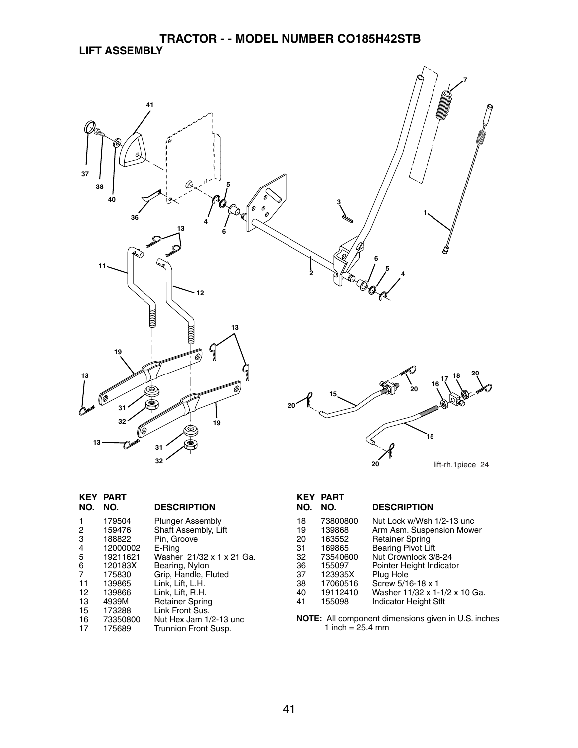# TRACTOR - - MODEL NUMBER CO185H42STB

## LIFT ASSEMBLY

| KEY NO. | PART NO. | DESCRIPTION |
|---|---|---|
| 1 | 179504 | Plunger Assembly |
| 2 | 159476 | Shaft Assembly, Lift |
| 3 | 188822 | Pin, Groove |
| 4 | 12000002 | E-Ring |
| 5 | 19211621 | Washer 21/32 x 1 x 21 Ga. |
| 6 | 120183X | Bearing, Nylon |
| 7 | 175830 | Grip, Handle, Fluted |
| 11 | 139865 | Link, Lift, L.H. |
| 12 | 139866 | Link, Lift, R.H. |
| 13 | 4939M | Retainer Spring |
| 15 | 173288 | Link Front Sus. |
| 16 | 73350800 | Nut Hex Jam 1/2-13 unc |
| 17 | 175689 | Trunnion Front Susp. |
| 18 | 73800800 | Nut Lock w/Wsh 1/2-13 unc |
| 19 | 139868 | Arm Asm. Suspension Mower |
| 20 | 163552 | Retainer Spring |
| 31 | 169865 | Bearing Pivot Lift |
| 32 | 73540600 | Nut Crownlock 3/8-24 |
| 36 | 155097 | Pointer Height Indicator |
| 37 | 123935X | Plug Hole |
| 38 | 17060516 | Screw 5/16-18 x 1 |
| 40 | 19112410 | Washer 11/32 x 1-1/2 x 10 Ga. |
| 41 | 155098 | Indicator Height Stlt |

**NOTE:** All component dimensions given in U.S. inches
1 inch = 25.4 mm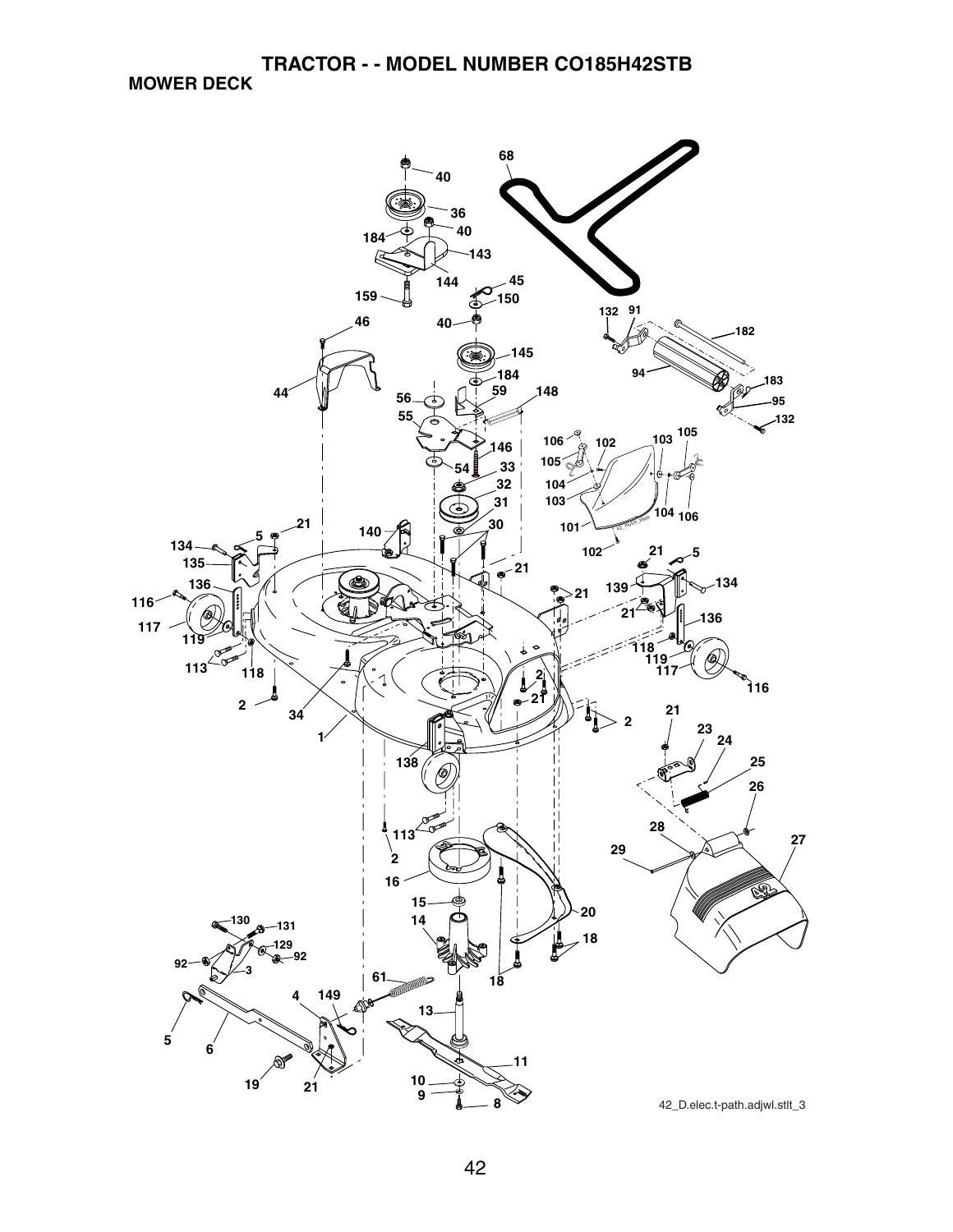# TRACTOR - - MODEL NUMBER CO185H42STB

## MOWER DECK

42_D.elec.t-path.adjwl.stlt_3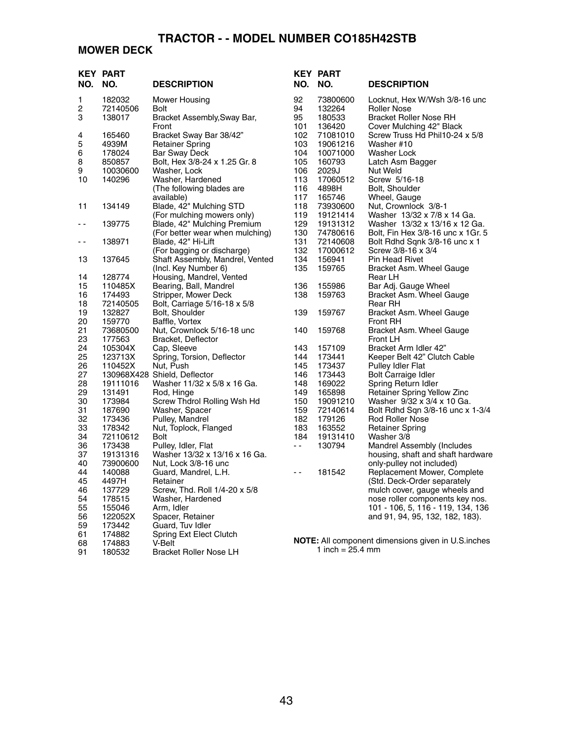# TRACTOR - - MODEL NUMBER CO185H42STB

## MOWER DECK

| KEY NO. | PART NO. | DESCRIPTION |
|---|---|---|
| 1 | 182032 | Mower Housing |
| 2 | 72140506 | Bolt |
| 3 | 138017 | Bracket Assembly,Sway Bar, Front |
| 4 | 165460 | Bracket Sway Bar 38/42" |
| 5 | 4939M | Retainer Spring |
| 6 | 178024 | Bar Sway Deck |
| 8 | 850857 | Bolt, Hex 3/8-24 x 1.25 Gr. 8 |
| 9 | 10030600 | Washer, Lock |
| 10 | 140296 | Washer, Hardened (The following blades are available) |
| 11 | 134149 | Blade, 42" Mulching STD (For mulching mowers only) |
| - - | 139775 | Blade, 42" Mulching Premium (For better wear when mulching) |
| - - | 138971 | Blade, 42" Hi-Lift (For bagging or discharge) |
| 13 | 137645 | Shaft Assembly, Mandrel, Vented (Incl. Key Number 6) |
| 14 | 128774 | Housing, Mandrel, Vented |
| 15 | 110485X | Bearing, Ball, Mandrel |
| 16 | 174493 | Stripper, Mower Deck |
| 18 | 72140505 | Bolt, Carriage 5/16-18 x 5/8 |
| 19 | 132827 | Bolt, Shoulder |
| 20 | 159770 | Baffle, Vortex |
| 21 | 73680500 | Nut, Crownlock 5/16-18 unc |
| 23 | 177563 | Bracket, Deflector |
| 24 | 105304X | Cap, Sleeve |
| 25 | 123713X | Spring, Torsion, Deflector |
| 26 | 110452X | Nut, Push |
| 27 | 130968X428 | Shield, Deflector |
| 28 | 19111016 | Washer 11/32 x 5/8 x 16 Ga. |
| 29 | 131491 | Rod, Hinge |
| 30 | 173984 | Screw Thdrol Rolling Wsh Hd |
| 31 | 187690 | Washer, Spacer |
| 32 | 173436 | Pulley, Mandrel |
| 33 | 178342 | Nut, Toplock, Flanged |
| 34 | 72110612 | Bolt |
| 36 | 173438 | Pulley, Idler, Flat |
| 37 | 19131316 | Washer 13/32 x 13/16 x 16 Ga. |
| 40 | 73900600 | Nut, Lock 3/8-16 unc |
| 44 | 140088 | Guard, Mandrel, L.H. |
| 45 | 4497H | Retainer |
| 46 | 137729 | Screw, Thd. Roll 1/4-20 x 5/8 |
| 54 | 178515 | Washer, Hardened |
| 55 | 155046 | Arm, Idler |
| 56 | 122052X | Spacer, Retainer |
| 59 | 173442 | Guard, Tuv Idler |
| 61 | 174882 | Spring Ext Elect Clutch |
| 68 | 174883 | V-Belt |
| 91 | 180532 | Bracket Roller Nose LH |
| 92 | 73800600 | Locknut, Hex W/Wsh 3/8-16 unc |
| 94 | 132264 | Roller Nose |
| 95 | 180533 | Bracket Roller Nose RH |
| 101 | 136420 | Cover Mulching 42" Black |
| 102 | 71081010 | Screw Truss Hd Phil10-24 x 5/8 |
| 103 | 19061216 | Washer #10 |
| 104 | 10071000 | Washer Lock |
| 105 | 160793 | Latch Asm Bagger |
| 106 | 2029J | Nut Weld |
| 113 | 17060512 | Screw 5/16-18 |
| 116 | 4898H | Bolt, Shoulder |
| 117 | 165746 | Wheel, Gauge |
| 118 | 73930600 | Nut, Crownlock 3/8-1 |
| 119 | 19121414 | Washer 13/32 x 7/8 x 14 Ga. |
| 129 | 19131312 | Washer 13/32 x 13/16 x 12 Ga. |
| 130 | 74780616 | Bolt, Fin Hex 3/8-16 unc x 1Gr. 5 |
| 131 | 72140608 | Bolt Rdhd Sqnk 3/8-16 unc x 1 |
| 132 | 17000612 | Screw 3/8-16 x 3/4 |
| 134 | 156941 | Pin Head Rivet |
| 135 | 159765 | Bracket Asm. Wheel Gauge Rear LH |
| 136 | 155986 | Bar Adj. Gauge Wheel |
| 138 | 159763 | Bracket Asm. Wheel Gauge Rear RH |
| 139 | 159767 | Bracket Asm. Wheel Gauge Front RH |
| 140 | 159768 | Bracket Asm. Wheel Gauge Front LH |
| 143 | 157109 | Bracket Arm Idler 42" |
| 144 | 173441 | Keeper Belt 42" Clutch Cable |
| 145 | 173437 | Pulley Idler Flat |
| 146 | 173443 | Bolt Carraige Idler |
| 148 | 169022 | Spring Return Idler |
| 149 | 165898 | Retainer Spring Yellow Zinc |
| 150 | 19091210 | Washer 9/32 x 3/4 x 10 Ga. |
| 159 | 72140614 | Bolt Rdhd Sqn 3/8-16 unc x 1-3/4 |
| 182 | 179126 | Rod Roller Nose |
| 183 | 163552 | Retainer Spring |
| 184 | 19131410 | Washer 3/8 |
| - - | 130794 | Mandrel Assembly (Includes housing, shaft and shaft hardware only-pulley not included) |
| - - | 181542 | Replacement Mower, Complete (Std. Deck-Order separately mulch cover, gauge wheels and nose roller components key nos. 101 - 106, 5, 116 - 119, 134, 136 and 91, 94, 95, 132, 182, 183). |

**NOTE:** All component dimensions given in U.S.inches
1 inch = 25.4 mm